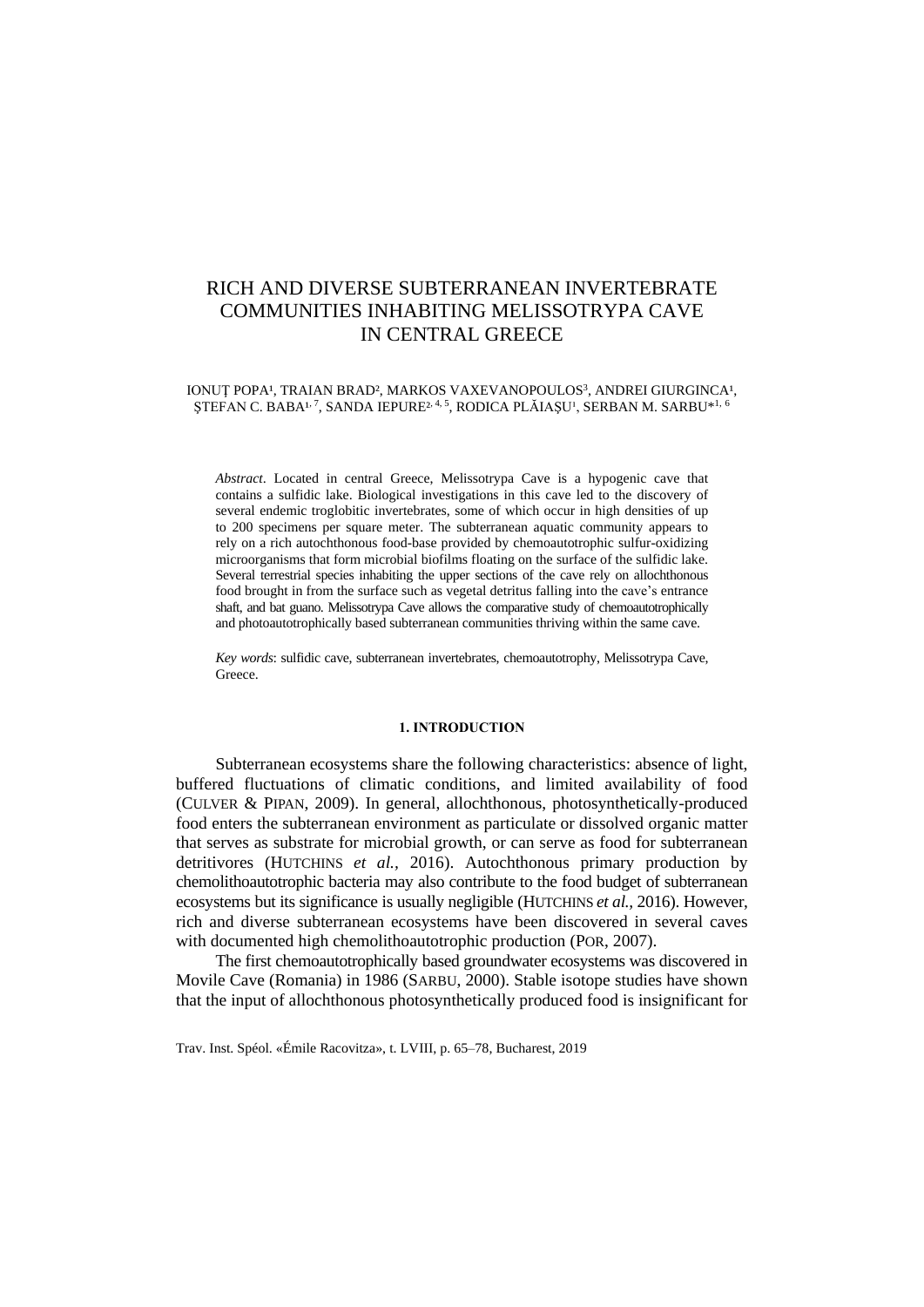# RICH AND DIVERSE SUBTERRANEAN INVERTEBRATE COMMUNITIES INHABITING MELISSOTRYPA CAVE IN CENTRAL GREECE

IONUȚ POPA[1], TRAIAN BRAD[2], MARKOS VAXEVANOPOULOS[3], ANDREI GIURGINCA[1], ȘTEFAN C. BABA[1, 7], SANDA IEPURE[2, 4, 5], RODICA PLĂIAȘU[1], SERBAN M. SARBU*[1, 6]

*Abstract*. Located in central Greece, Melissotrypa Cave is a hypogenic cave that contains a sulfidic lake. Biological investigations in this cave led to the discovery of several endemic troglobitic invertebrates, some of which occur in high densities of up to 200 specimens per square meter. The subterranean aquatic community appears to rely on a rich autochthonous food-base provided by chemoautotrophic sulfur-oxidizing microorganisms that form microbial biofilms floating on the surface of the sulfidic lake. Several terrestrial species inhabiting the upper sections of the cave rely on allochthonous food brought in from the surface such as vegetal detritus falling into the cave's entrance shaft, and bat guano. Melissotrypa Cave allows the comparative study of chemoautotrophically and photoautotrophically based subterranean communities thriving within the same cave.

*Key words*: sulfidic cave, subterranean invertebrates, chemoautotrophy, Melissotrypa Cave, Greece.

## 1. INTRODUCTION

Subterranean ecosystems share the following characteristics: absence of light, buffered fluctuations of climatic conditions, and limited availability of food (CULVER & PIPAN, 2009). In general, allochthonous, photosynthetically-produced food enters the subterranean environment as particulate or dissolved organic matter that serves as substrate for microbial growth, or can serve as food for subterranean detritivores (HUTCHINS *et al.*, 2016). Autochthonous primary production by chemolithoautotrophic bacteria may also contribute to the food budget of subterranean ecosystems but its significance is usually negligible (HUTCHINS *et al.*, 2016). However, rich and diverse subterranean ecosystems have been discovered in several caves with documented high chemolithoautotrophic production (POR, 2007).

The first chemoautotrophically based groundwater ecosystems was discovered in Movile Cave (Romania) in 1986 (SARBU, 2000). Stable isotope studies have shown that the input of allochthonous photosynthetically produced food is insignificant for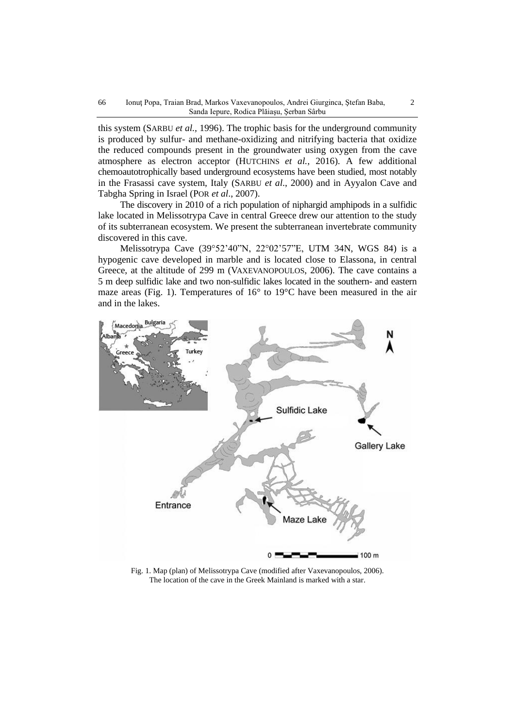this system (SARBU *et al.*, 1996). The trophic basis for the underground community is produced by sulfur- and methane-oxidizing and nitrifying bacteria that oxidize the reduced compounds present in the groundwater using oxygen from the cave atmosphere as electron acceptor (HUTCHINS *et al.*, 2016). A few additional chemoautotrophically based underground ecosystems have been studied, most notably in the Frasassi cave system, Italy (SARBU *et al*., 2000) and in Ayyalon Cave and Tabgha Spring in Israel (POR *et al*., 2007).

The discovery in 2010 of a rich population of niphargid amphipods in a sulfidic lake located in Melissotrypa Cave in central Greece drew our attention to the study of its subterranean ecosystem. We present the subterranean invertebrate community discovered in this cave.

Melissotrypa Cave (39°52'40"N, 22°02'57"E, UTM 34N, WGS 84) is a hypogenic cave developed in marble and is located close to Elassona, in central Greece, at the altitude of 299 m (VAXEVANOPOULOS, 2006). The cave contains a 5 m deep sulfidic lake and two non-sulfidic lakes located in the southern- and eastern maze areas (Fig. 1). Temperatures of 16° to 19°C have been measured in the air and in the lakes.

Fig. 1. Map (plan) of Melissotrypa Cave (modified after Vaxevanopoulos, 2006). The location of the cave in the Greek Mainland is marked with a star.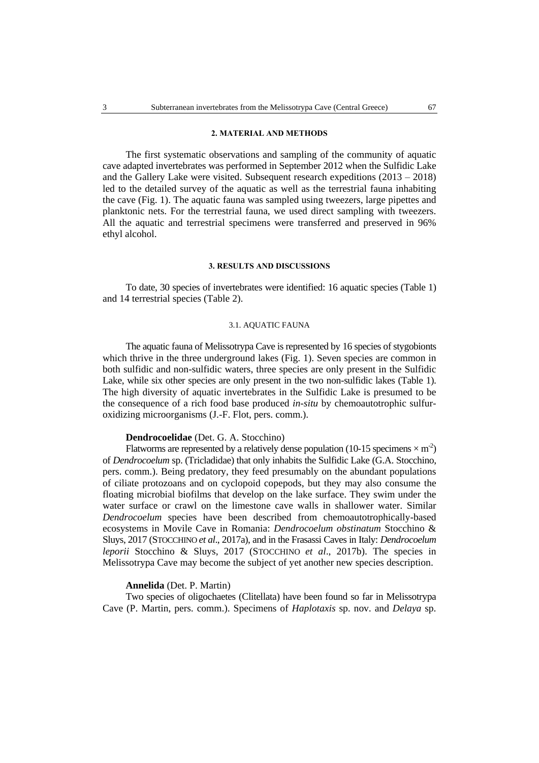## 2. MATERIAL AND METHODS

The first systematic observations and sampling of the community of aquatic cave adapted invertebrates was performed in September 2012 when the Sulfidic Lake and the Gallery Lake were visited. Subsequent research expeditions (2013 – 2018) led to the detailed survey of the aquatic as well as the terrestrial fauna inhabiting the cave (Fig. 1). The aquatic fauna was sampled using tweezers, large pipettes and planktonic nets. For the terrestrial fauna, we used direct sampling with tweezers. All the aquatic and terrestrial specimens were transferred and preserved in 96% ethyl alcohol.

## 3. RESULTS AND DISCUSSIONS

To date, 30 species of invertebrates were identified: 16 aquatic species (Table 1) and 14 terrestrial species (Table 2).

### 3.1. AQUATIC FAUNA

The aquatic fauna of Melissotrypa Cave is represented by 16 species of stygobionts which thrive in the three underground lakes (Fig. 1). Seven species are common in both sulfidic and non-sulfidic waters, three species are only present in the Sulfidic Lake, while six other species are only present in the two non-sulfidic lakes (Table 1). The high diversity of aquatic invertebrates in the Sulfidic Lake is presumed to be the consequence of a rich food base produced *in-situ* by chemoautotrophic sulfur-oxidizing microorganisms (J.-F. Flot, pers. comm.).

**Dendrocoelidae** (Det. G. A. Stocchino)

Flatworms are represented by a relatively dense population (10-15 specimens $\times$ m$^{-2}$) of *Dendrocoelum* sp. (Tricladidae) that only inhabits the Sulfidic Lake (G.A. Stocchino, pers. comm.). Being predatory, they feed presumably on the abundant populations of ciliate protozoans and on cyclopoid copepods, but they may also consume the floating microbial biofilms that develop on the lake surface. They swim under the water surface or crawl on the limestone cave walls in shallower water. Similar *Dendrocoelum* species have been described from chemoautotrophically-based ecosystems in Movile Cave in Romania: *Dendrocoelum obstinatum* Stocchino & Sluys, 2017 (STOCCHINO *et al*., 2017a), and in the Frasassi Caves in Italy: *Dendrocoelum leporii* Stocchino & Sluys, 2017 (STOCCHINO *et al*., 2017b). The species in Melissotrypa Cave may become the subject of yet another new species description.

**Annelida** (Det. P. Martin)

Two species of oligochaetes (Clitellata) have been found so far in Melissotrypa Cave (P. Martin, pers. comm.). Specimens of *Haplotaxis* sp. nov. and *Delaya* sp.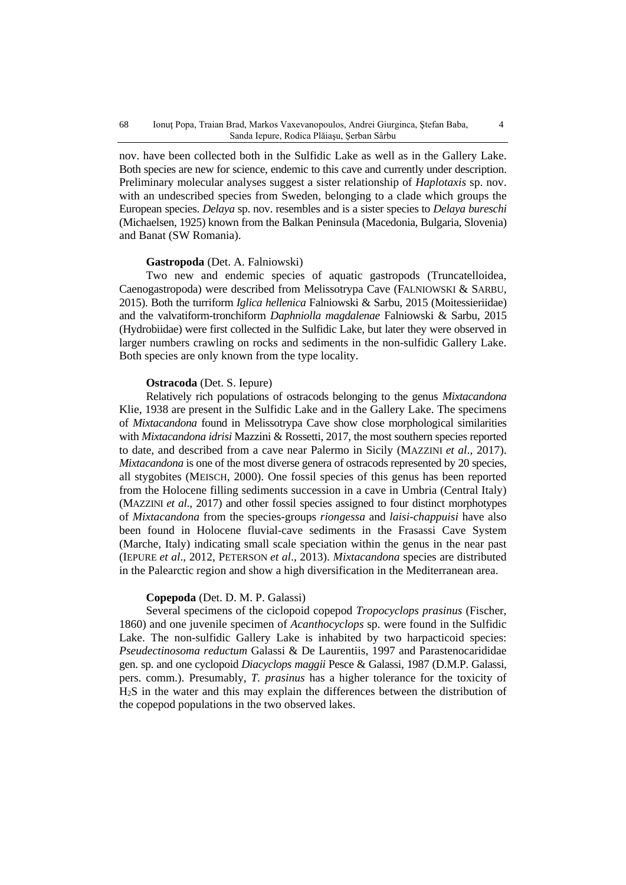nov. have been collected both in the Sulfidic Lake as well as in the Gallery Lake. Both species are new for science, endemic to this cave and currently under description. Preliminary molecular analyses suggest a sister relationship of *Haplotaxis* sp. nov. with an undescribed species from Sweden, belonging to a clade which groups the European species. *Delaya* sp. nov. resembles and is a sister species to *Delaya bureschi* (Michaelsen, 1925) known from the Balkan Peninsula (Macedonia, Bulgaria, Slovenia) and Banat (SW Romania).

**Gastropoda** (Det. A. Falniowski)

Two new and endemic species of aquatic gastropods (Truncatelloidea, Caenogastropoda) were described from Melissotrypa Cave (FALNIOWSKI & SARBU, 2015). Both the turriform *Iglica hellenica* Falniowski & Sarbu, 2015 (Moitessieriidae) and the valvatiform-tronchiform *Daphniolla magdalenae* Falniowski & Sarbu, 2015 (Hydrobiidae) were first collected in the Sulfidic Lake, but later they were observed in larger numbers crawling on rocks and sediments in the non-sulfidic Gallery Lake. Both species are only known from the type locality.

**Ostracoda** (Det. S. Iepure)

Relatively rich populations of ostracods belonging to the genus *Mixtacandona* Klie, 1938 are present in the Sulfidic Lake and in the Gallery Lake. The specimens of *Mixtacandona* found in Melissotrypa Cave show close morphological similarities with *Mixtacandona idrisi* Mazzini & Rossetti, 2017, the most southern species reported to date, and described from a cave near Palermo in Sicily (MAZZINI *et al*., 2017). *Mixtacandona* is one of the most diverse genera of ostracods represented by 20 species, all stygobites (MEISCH, 2000). One fossil species of this genus has been reported from the Holocene filling sediments succession in a cave in Umbria (Central Italy) (MAZZINI *et al*., 2017) and other fossil species assigned to four distinct morphotypes of *Mixtacandona* from the species-groups *riongessa* and *laisi-chappuisi* have also been found in Holocene fluvial-cave sediments in the Frasassi Cave System (Marche, Italy) indicating small scale speciation within the genus in the near past (IEPURE *et al*., 2012, PETERSON *et al*., 2013). *Mixtacandona* species are distributed in the Palearctic region and show a high diversification in the Mediterranean area.

**Copepoda** (Det. D. M. P. Galassi)

Several specimens of the ciclopoid copepod *Tropocyclops prasinus* (Fischer, 1860) and one juvenile specimen of *Acanthocyclops* sp. were found in the Sulfidic Lake. The non-sulfidic Gallery Lake is inhabited by two harpacticoid species: *Pseudectinosoma reductum* Galassi & De Laurentiis, 1997 and Parastenocarididae gen. sp. and one cyclopoid *Diacyclops maggii* Pesce & Galassi, 1987 (D.M.P. Galassi, pers. comm.). Presumably, *T. prasinus* has a higher tolerance for the toxicity of $H_2S$ in the water and this may explain the differences between the distribution of the copepod populations in the two observed lakes.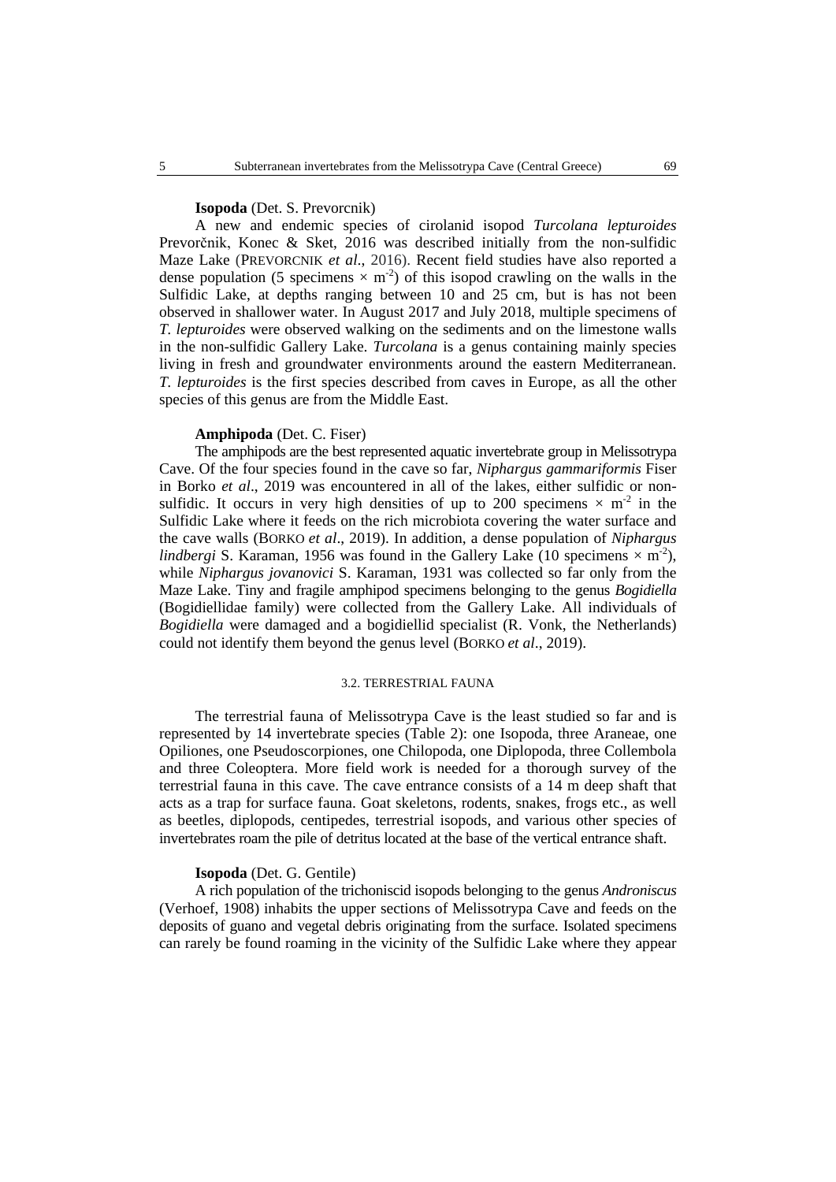**Isopoda** (Det. S. Prevorcnik)

A new and endemic species of cirolanid isopod *Turcolana lepturoides* Prevorčnik, Konec & Sket, 2016 was described initially from the non-sulfidic Maze Lake (PREVORCNIK *et al*., 2016). Recent field studies have also reported a dense population (5 specimens $\times$ m$^{-2}$) of this isopod crawling on the walls in the Sulfidic Lake, at depths ranging between 10 and 25 cm, but is has not been observed in shallower water. In August 2017 and July 2018, multiple specimens of *T. lepturoides* were observed walking on the sediments and on the limestone walls in the non-sulfidic Gallery Lake. *Turcolana* is a genus containing mainly species living in fresh and groundwater environments around the eastern Mediterranean. *T. lepturoides* is the first species described from caves in Europe, as all the other species of this genus are from the Middle East.

**Amphipoda** (Det. C. Fiser)

The amphipods are the best represented aquatic invertebrate group in Melissotrypa Cave. Of the four species found in the cave so far, *Niphargus gammariformis* Fiser in Borko *et al*., 2019 was encountered in all of the lakes, either sulfidic or non-sulfidic. It occurs in very high densities of up to 200 specimens $\times$ m$^{-2}$ in the Sulfidic Lake where it feeds on the rich microbiota covering the water surface and the cave walls (BORKO *et al*., 2019). In addition, a dense population of *Niphargus lindbergi* S. Karaman, 1956 was found in the Gallery Lake (10 specimens $\times$ m$^{-2}$), while *Niphargus jovanovici* S. Karaman, 1931 was collected so far only from the Maze Lake. Tiny and fragile amphipod specimens belonging to the genus *Bogidiella* (Bogidiellidae family) were collected from the Gallery Lake. All individuals of *Bogidiella* were damaged and a bogidiellid specialist (R. Vonk, the Netherlands) could not identify them beyond the genus level (BORKO *et al*., 2019).

### 3.2. TERRESTRIAL FAUNA

The terrestrial fauna of Melissotrypa Cave is the least studied so far and is represented by 14 invertebrate species (Table 2): one Isopoda, three Araneae, one Opiliones, one Pseudoscorpiones, one Chilopoda, one Diplopoda, three Collembola and three Coleoptera. More field work is needed for a thorough survey of the terrestrial fauna in this cave. The cave entrance consists of a 14 m deep shaft that acts as a trap for surface fauna. Goat skeletons, rodents, snakes, frogs etc., as well as beetles, diplopods, centipedes, terrestrial isopods, and various other species of invertebrates roam the pile of detritus located at the base of the vertical entrance shaft.

**Isopoda** (Det. G. Gentile)

A rich population of the trichoniscid isopods belonging to the genus *Androniscus* (Verhoef, 1908) inhabits the upper sections of Melissotrypa Cave and feeds on the deposits of guano and vegetal debris originating from the surface. Isolated specimens can rarely be found roaming in the vicinity of the Sulfidic Lake where they appear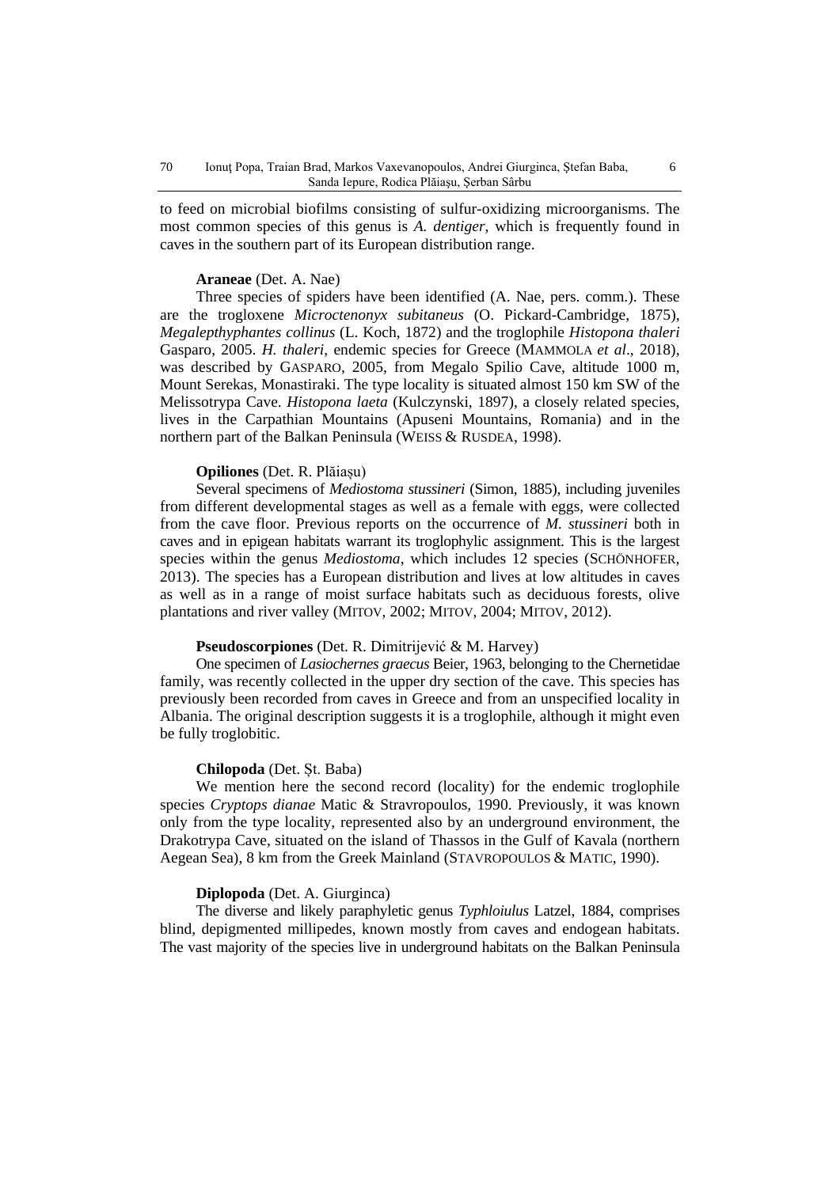to feed on microbial biofilms consisting of sulfur-oxidizing microorganisms. The most common species of this genus is *A. dentiger*, which is frequently found in caves in the southern part of its European distribution range.

**Araneae** (Det. A. Nae)

Three species of spiders have been identified (A. Nae, pers. comm.). These are the trogloxene *Microctenonyx subitaneus* (O. Pickard-Cambridge, 1875), *Megalepthyphantes collinus* (L. Koch, 1872) and the troglophile *Histopona thaleri* Gasparo, 2005. *H. thaleri*, endemic species for Greece (MAMMOLA *et al*., 2018), was described by GASPARO, 2005, from Megalo Spilio Cave, altitude 1000 m, Mount Serekas, Monastiraki. The type locality is situated almost 150 km SW of the Melissotrypa Cave. *Histopona laeta* (Kulczynski, 1897), a closely related species, lives in the Carpathian Mountains (Apuseni Mountains, Romania) and in the northern part of the Balkan Peninsula (WEISS & RUSDEA, 1998).

**Opiliones** (Det. R. Plăiașu)

Several specimens of *Mediostoma stussineri* (Simon, 1885), including juveniles from different developmental stages as well as a female with eggs, were collected from the cave floor. Previous reports on the occurrence of *M. stussineri* both in caves and in epigean habitats warrant its troglophylic assignment. This is the largest species within the genus *Mediostoma*, which includes 12 species (SCHÖNHOFER, 2013). The species has a European distribution and lives at low altitudes in caves as well as in a range of moist surface habitats such as deciduous forests, olive plantations and river valley (MITOV, 2002; MITOV, 2004; MITOV, 2012).

**Pseudoscorpiones** (Det. R. Dimitrijević & M. Harvey)

One specimen of *Lasiochernes graecus* Beier, 1963, belonging to the Chernetidae family, was recently collected in the upper dry section of the cave. This species has previously been recorded from caves in Greece and from an unspecified locality in Albania. The original description suggests it is a troglophile, although it might even be fully troglobitic.

**Chilopoda** (Det. Șt. Baba)

We mention here the second record (locality) for the endemic troglophile species *Cryptops dianae* Matic & Stravropoulos, 1990. Previously, it was known only from the type locality, represented also by an underground environment, the Drakotrypa Cave, situated on the island of Thassos in the Gulf of Kavala (northern Aegean Sea), 8 km from the Greek Mainland (STAVROPOULOS & MATIC, 1990).

**Diplopoda** (Det. A. Giurginca)

The diverse and likely paraphyletic genus *Typhloiulus* Latzel, 1884, comprises blind, depigmented millipedes, known mostly from caves and endogean habitats. The vast majority of the species live in underground habitats on the Balkan Peninsula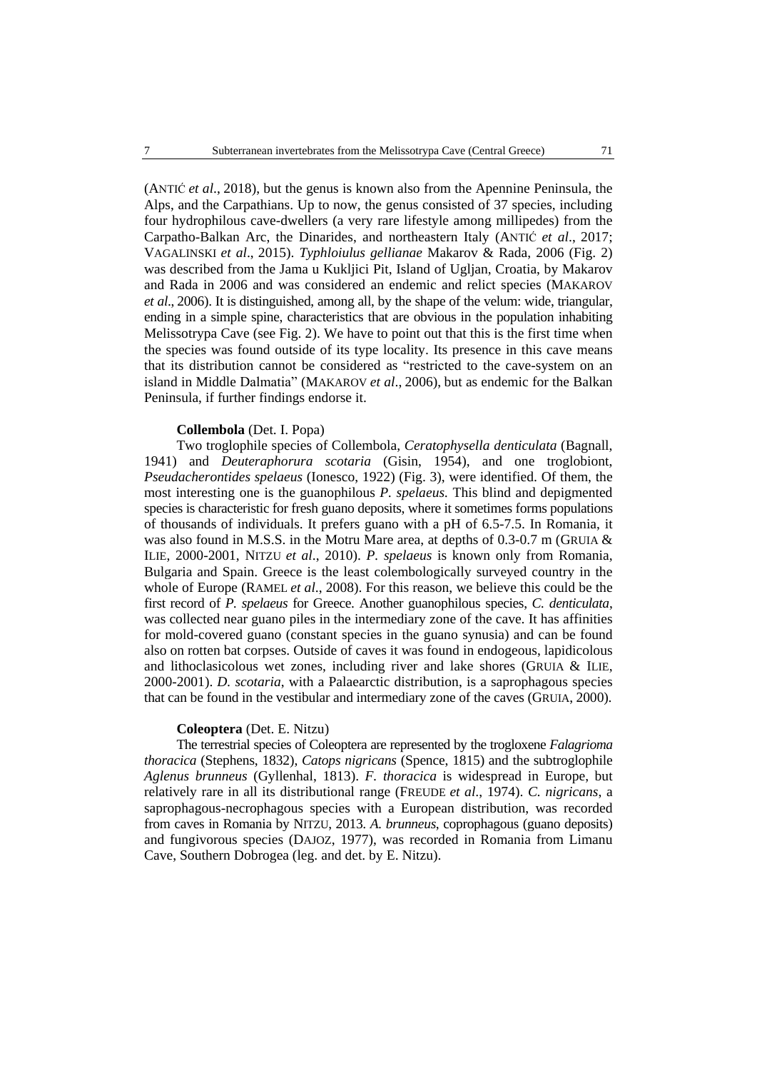(ANTIĆ *et al*., 2018), but the genus is known also from the Apennine Peninsula, the Alps, and the Carpathians. Up to now, the genus consisted of 37 species, including four hydrophilous cave-dwellers (a very rare lifestyle among millipedes) from the Carpatho-Balkan Arc, the Dinarides, and northeastern Italy (ANTIĆ *et al*., 2017; VAGALINSKI *et al*., 2015). *Typhloiulus gellianae* Makarov & Rada, 2006 (Fig. 2) was described from the Jama u Kukljici Pit, Island of Ugljan, Croatia, by Makarov and Rada in 2006 and was considered an endemic and relict species (MAKAROV *et al*., 2006). It is distinguished, among all, by the shape of the velum: wide, triangular, ending in a simple spine, characteristics that are obvious in the population inhabiting Melissotrypa Cave (see Fig. 2). We have to point out that this is the first time when the species was found outside of its type locality. Its presence in this cave means that its distribution cannot be considered as "restricted to the cave-system on an island in Middle Dalmatia" (MAKAROV *et al*., 2006), but as endemic for the Balkan Peninsula, if further findings endorse it.

**Collembola** (Det. I. Popa)

Two troglophile species of Collembola, *Ceratophysella denticulata* (Bagnall, 1941) and *Deuteraphorura scotaria* (Gisin, 1954), and one troglobiont, *Pseudacherontides spelaeus* (Ionesco, 1922) (Fig. 3), were identified. Of them, the most interesting one is the guanophilous *P. spelaeus*. This blind and depigmented species is characteristic for fresh guano deposits, where it sometimes forms populations of thousands of individuals. It prefers guano with a pH of 6.5-7.5. In Romania, it was also found in M.S.S. in the Motru Mare area, at depths of 0.3-0.7 m (GRUIA & ILIE, 2000-2001, NITZU *et al*., 2010). *P. spelaeus* is known only from Romania, Bulgaria and Spain. Greece is the least colembologically surveyed country in the whole of Europe (RAMEL *et al*., 2008). For this reason, we believe this could be the first record of *P. spelaeus* for Greece. Another guanophilous species, *C. denticulata*, was collected near guano piles in the intermediary zone of the cave. It has affinities for mold-covered guano (constant species in the guano synusia) and can be found also on rotten bat corpses. Outside of caves it was found in endogeous, lapidicolous and lithoclasicolous wet zones, including river and lake shores (GRUIA & ILIE, 2000-2001). *D. scotaria*, with a Palaearctic distribution, is a saprophagous species that can be found in the vestibular and intermediary zone of the caves (GRUIA, 2000).

**Coleoptera** (Det. E. Nitzu)

The terrestrial species of Coleoptera are represented by the trogloxene *Falagrioma thoracica* (Stephens, 1832), *Catops nigricans* (Spence, 1815) and the subtroglophile *Aglenus brunneus* (Gyllenhal, 1813). *F. thoracica* is widespread in Europe, but relatively rare in all its distributional range (FREUDE *et al*., 1974). *C. nigricans*, a saprophagous-necrophagous species with a European distribution, was recorded from caves in Romania by NITZU, 2013. *A. brunneus*, coprophagous (guano deposits) and fungivorous species (DAJOZ, 1977), was recorded in Romania from Limanu Cave, Southern Dobrogea (leg. and det. by E. Nitzu).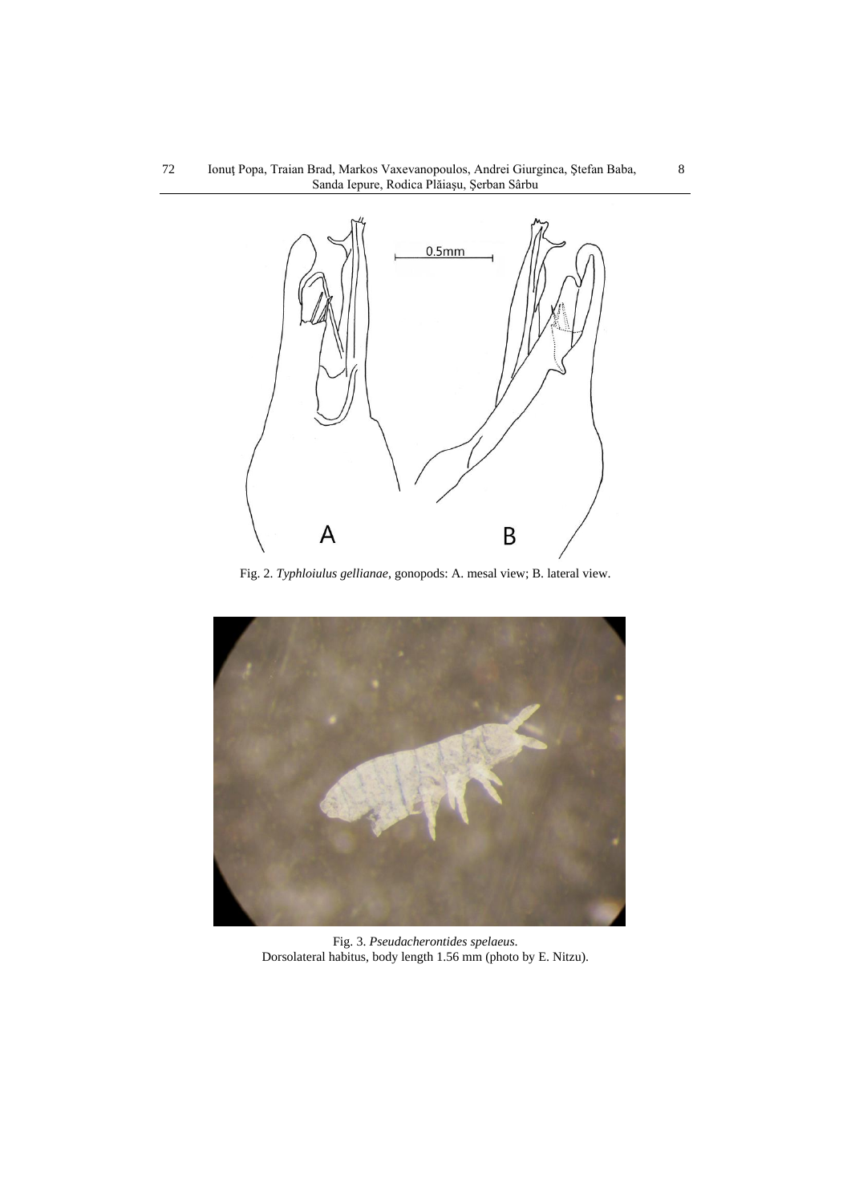Fig. 2. *Typhloiulus gellianae*, gonopods: A. mesal view; B. lateral view.

Fig. 3. *Pseudacherontides spelaeus.*
Dorsolateral habitus, body length 1.56 mm (photo by E. Nitzu).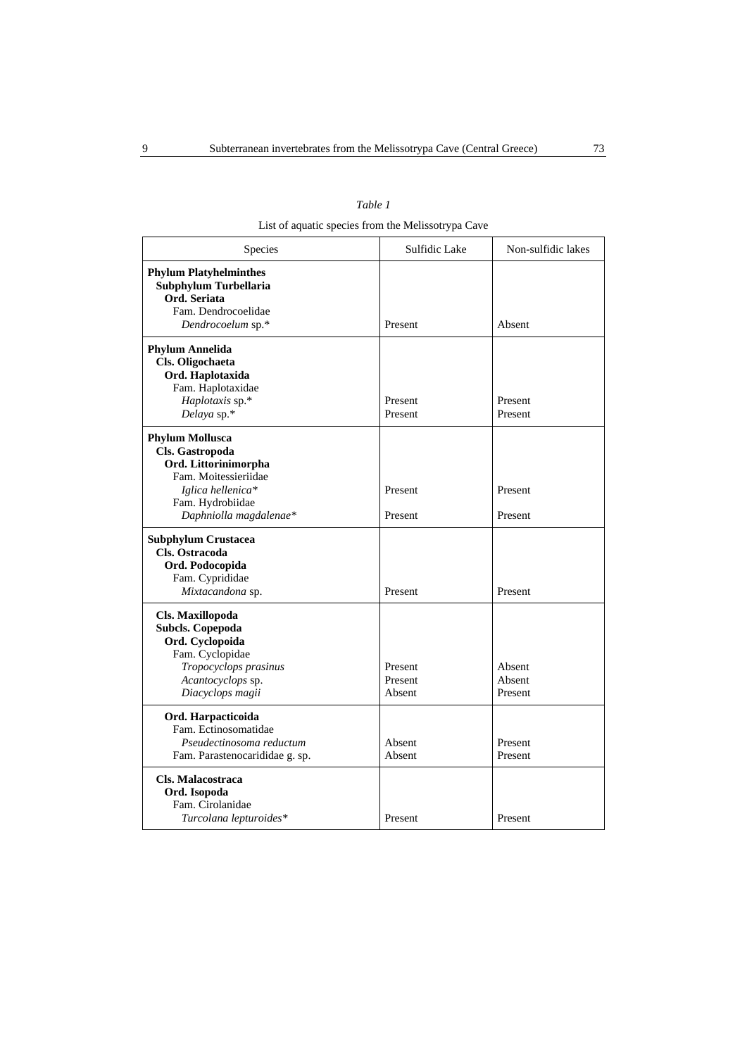*Table 1*

List of aquatic species from the Melissotrypa Cave

| Species | Sulfidic Lake | Non-sulfidic lakes |
|---|---|---|
| **Phylum Platyhelminthes** | | |
| **Subphylum Turbellaria** | | |
| **Ord. Seriata** | | |
| Fam. Dendrocoelidae | | |
| *Dendrocoelum* sp.* | Present | Absent |
| **Phylum Annelida** | | |
| **Cls. Oligochaeta** | | |
| **Ord. Haplotaxida** | | |
| Fam. Haplotaxidae | | |
| *Haplotaxis* sp.* | Present | Present |
| *Delaya* sp.* | Present | Present |
| **Phylum Mollusca** | | |
| **Cls. Gastropoda** | | |
| **Ord. Littorinimorpha** | | |
| Fam. Moitessieriidae | | |
| *Iglica hellenica** | Present | Present |
| Fam. Hydrobiidae | | |
| *Daphniolla magdalenae** | Present | Present |
| **Subphylum Crustacea** | | |
| **Cls. Ostracoda** | | |
| **Ord. Podocopida** | | |
| Fam. Cyprididae | | |
| *Mixtacandona* sp. | Present | Present |
| **Cls. Maxillopoda** | | |
| **Subcls. Copepoda** | | |
| **Ord. Cyclopoida** | | |
| Fam. Cyclopidae | | |
| *Tropocyclops prasinus* | Present | Absent |
| *Acantocyclops* sp. | Present | Absent |
| *Diacyclops magii* | Absent | Present |
| **Ord. Harpacticoida** | | |
| Fam. Ectinosomatidae | | |
| *Pseudectinosoma reductum* | Absent | Present |
| Fam. Parastenocarididae g. sp. | Absent | Present |
| **Cls. Malacostraca** | | |
| **Ord. Isopoda** | | |
| Fam. Cirolanidae | | |
| *Turcolana lepturoides** | Present | Present |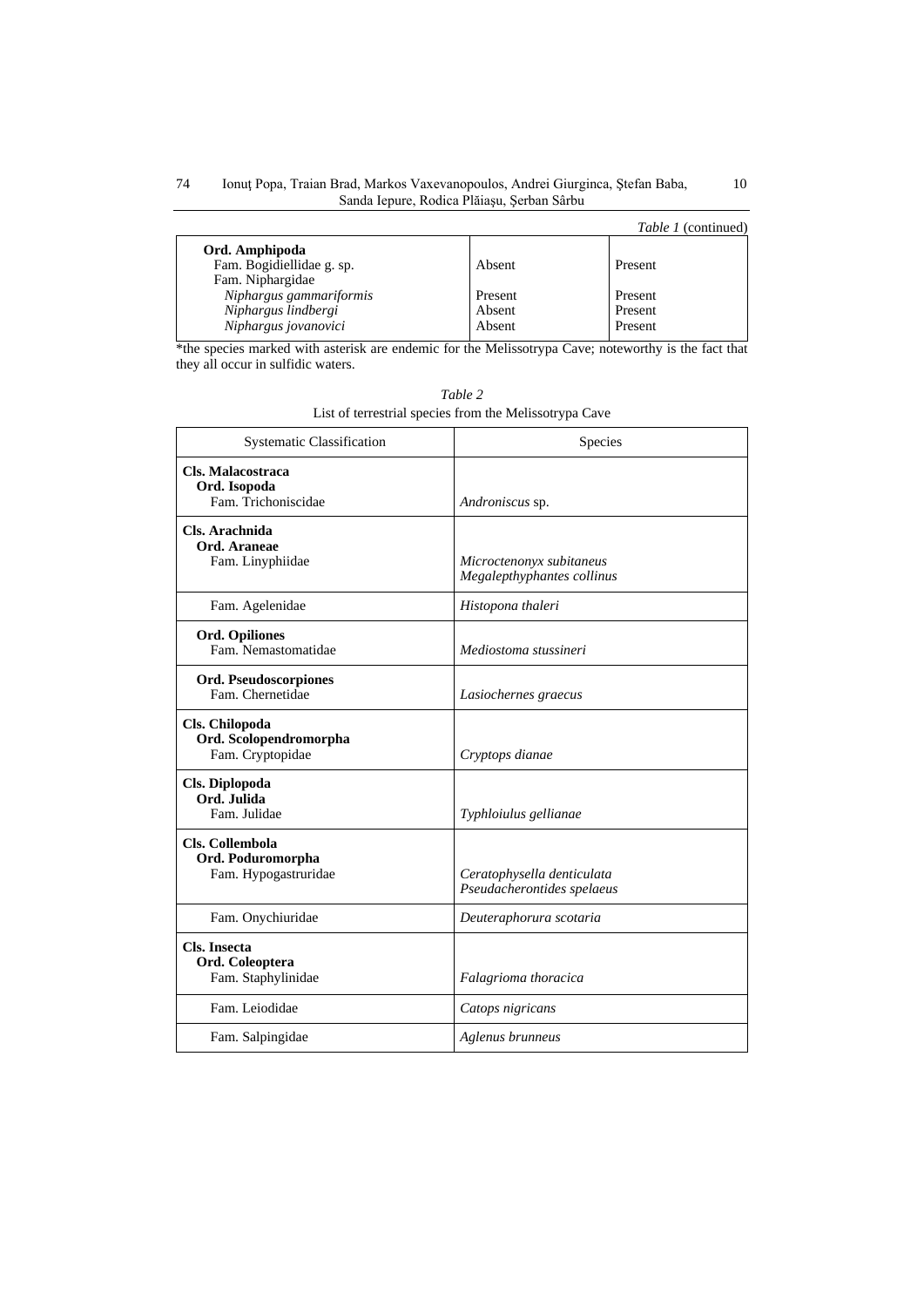*Table 1* (continued)

| | | |
|---|---|---|
| **Ord. Amphipoda** | | |
| Fam. Bogidiellidae g. sp. | Absent | Present |
| Fam. Niphargidae | | |
| *Niphargus gammariformis* | Present | Present |
| *Niphargus lindbergi* | Absent | Present |
| *Niphargus jovanovici* | Absent | Present |

*the species marked with asterisk are endemic for the Melissotrypa Cave; noteworthy is the fact that they all occur in sulfidic waters.

*Table 2*

List of terrestrial species from the Melissotrypa Cave

| Systematic Classification | Species |
|---|---|
| **Cls. Malacostraca** **Ord. Isopoda** Fam. Trichoniscidae | *Androniscus* sp. |
| **Cls. Arachnida** **Ord. Araneae** Fam. Linyphiidae | *Microctenonyx subitaneus* *Megalepthyphantes collinus* |
| Fam. Agelenidae | *Histopona thaleri* |
| **Ord. Opiliones** Fam. Nemastomatidae | *Mediostoma stussineri* |
| **Ord. Pseudoscorpiones** Fam. Chernetidae | *Lasiochernes graecus* |
| **Cls. Chilopoda** **Ord. Scolopendromorpha** Fam. Cryptopidae | *Cryptops dianae* |
| **Cls. Diplopoda** **Ord. Julida** Fam. Julidae | *Typhloiulus gellianae* |
| **Cls. Collembola** **Ord. Poduromorpha** Fam. Hypogastruridae | *Ceratophysella denticulata* *Pseudacherontides spelaeus* |
| Fam. Onychiuridae | *Deuteraphorura scotaria* |
| **Cls. Insecta** **Ord. Coleoptera** Fam. Staphylinidae | *Falagrioma thoracica* |
| Fam. Leiodidae | *Catops nigricans* |
| Fam. Salpingidae | *Aglenus brunneus* |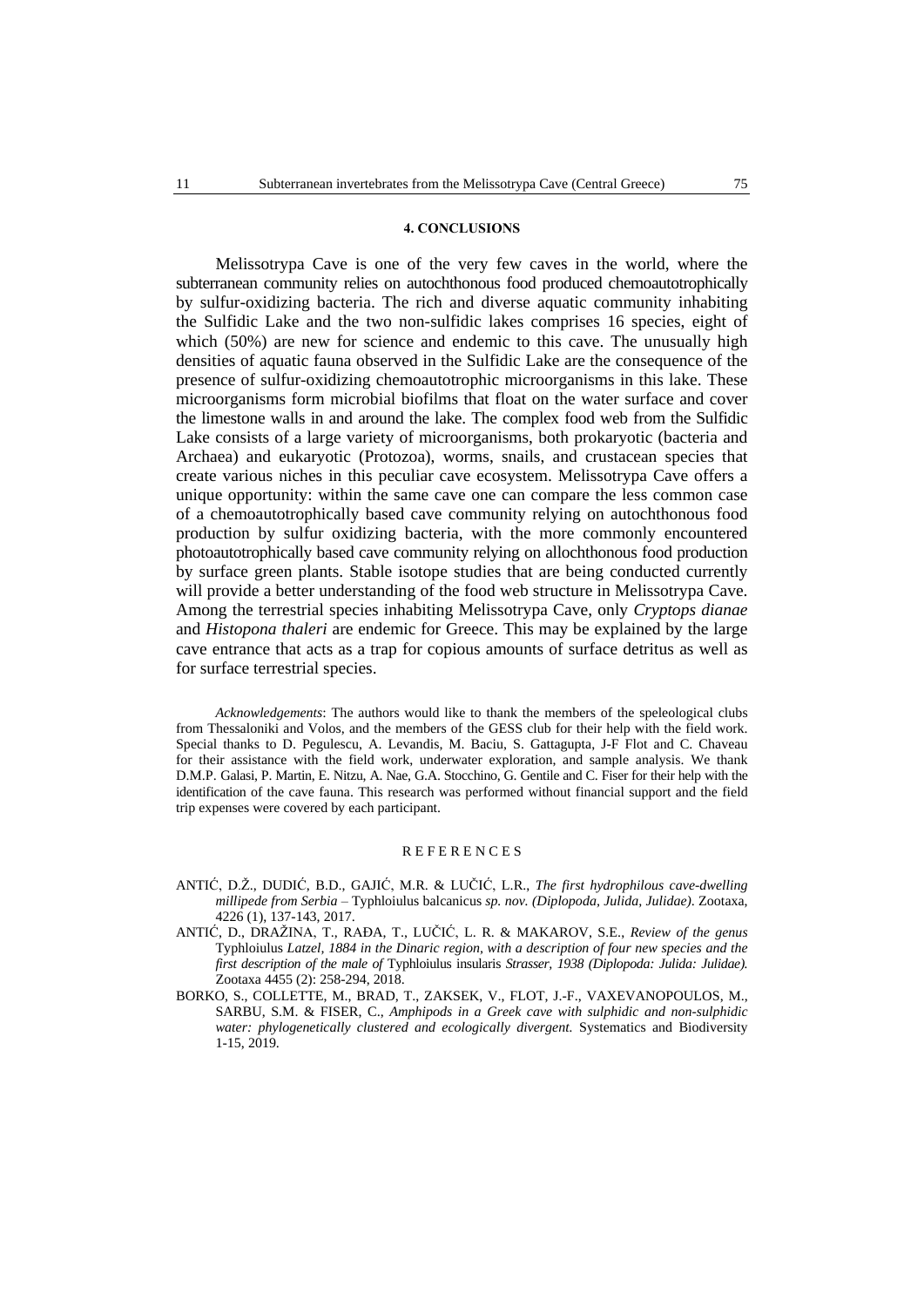## 4. CONCLUSIONS

Melissotrypa Cave is one of the very few caves in the world, where the subterranean community relies on autochthonous food produced chemoautotrophically by sulfur-oxidizing bacteria. The rich and diverse aquatic community inhabiting the Sulfidic Lake and the two non-sulfidic lakes comprises 16 species, eight of which (50%) are new for science and endemic to this cave. The unusually high densities of aquatic fauna observed in the Sulfidic Lake are the consequence of the presence of sulfur-oxidizing chemoautotrophic microorganisms in this lake. These microorganisms form microbial biofilms that float on the water surface and cover the limestone walls in and around the lake. The complex food web from the Sulfidic Lake consists of a large variety of microorganisms, both prokaryotic (bacteria and Archaea) and eukaryotic (Protozoa), worms, snails, and crustacean species that create various niches in this peculiar cave ecosystem. Melissotrypa Cave offers a unique opportunity: within the same cave one can compare the less common case of a chemoautotrophically based cave community relying on autochthonous food production by sulfur oxidizing bacteria, with the more commonly encountered photoautotrophically based cave community relying on allochthonous food production by surface green plants. Stable isotope studies that are being conducted currently will provide a better understanding of the food web structure in Melissotrypa Cave. Among the terrestrial species inhabiting Melissotrypa Cave, only *Cryptops dianae* and *Histopona thaleri* are endemic for Greece. This may be explained by the large cave entrance that acts as a trap for copious amounts of surface detritus as well as for surface terrestrial species.

*Acknowledgements*: The authors would like to thank the members of the speleological clubs from Thessaloniki and Volos, and the members of the GESS club for their help with the field work. Special thanks to D. Pegulescu, A. Levandis, M. Baciu, S. Gattagupta, J-F Flot and C. Chaveau for their assistance with the field work, underwater exploration, and sample analysis. We thank D.M.P. Galasi, P. Martin, E. Nitzu, A. Nae, G.A. Stocchino, G. Gentile and C. Fiser for their help with the identification of the cave fauna. This research was performed without financial support and the field trip expenses were covered by each participant.

## REFERENCES

ANTIĆ, D.Ž., DUDIĆ, B.D., GAJIĆ, M.R. & LUČIĆ, L.R., *The first hydrophilous cave-dwelling millipede from Serbia –* Typhloiulus balcanicus *sp. nov. (Diplopoda, Julida, Julidae)*. Zootaxa, 4226 (1), 137-143, 2017.

ANTIĆ, D., DRAŽINA, T., RAĐA, T., LUČIĆ, L. R. & MAKAROV, S.E., *Review of the genus* Typhloiulus *Latzel, 1884 in the Dinaric region, with a description of four new species and the first description of the male of* Typhloiulus insularis *Strasser, 1938 (Diplopoda: Julida: Julidae).* Zootaxa 4455 (2): 258-294, 2018.

BORKO, S., COLLETTE, M., BRAD, T., ZAKSEK, V., FLOT, J.-F., VAXEVANOPOULOS, M., SARBU, S.M. & FISER, C., *Amphipods in a Greek cave with sulphidic and non-sulphidic water: phylogenetically clustered and ecologically divergent.* Systematics and Biodiversity 1-15, 2019.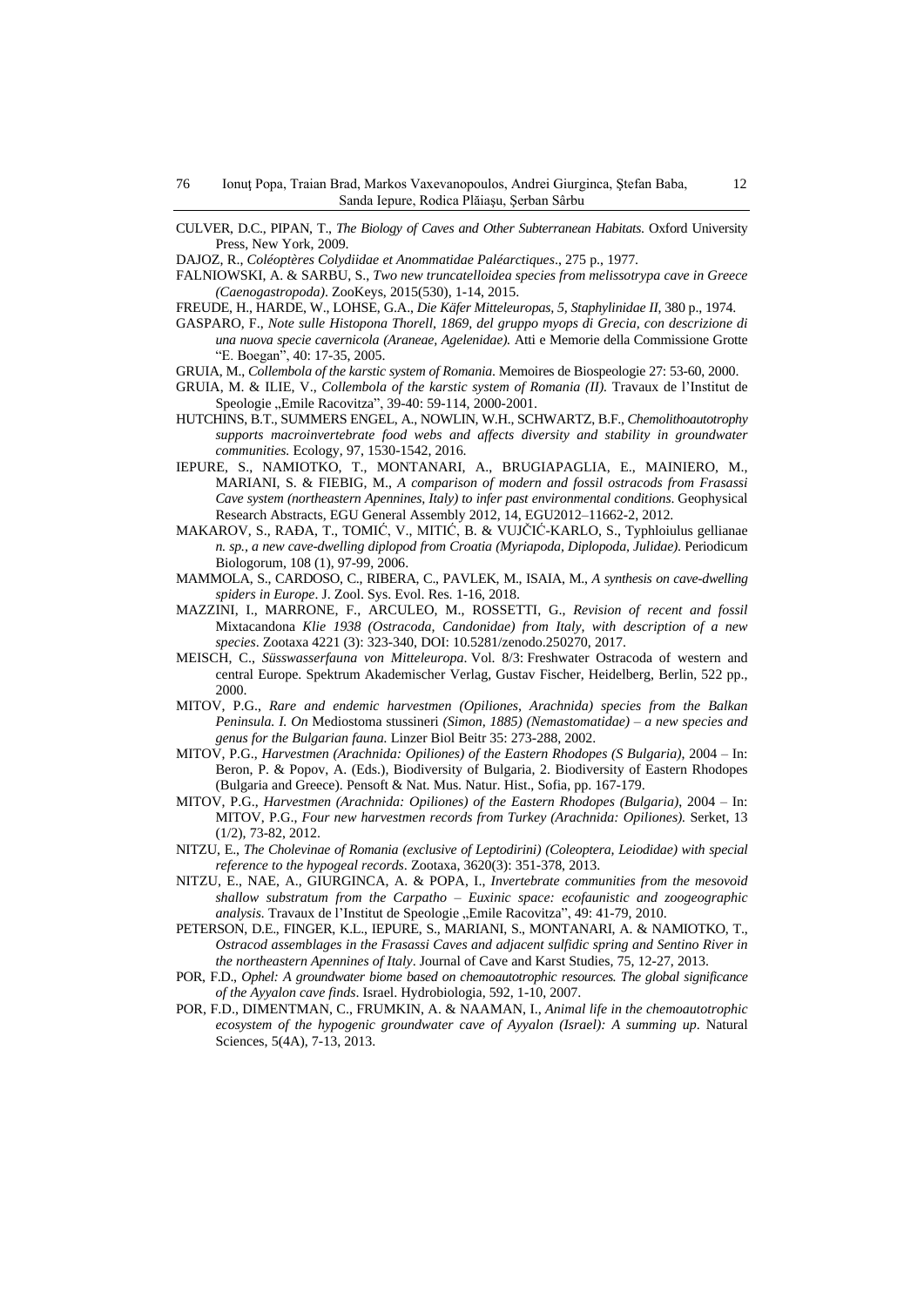CULVER, D.C., PIPAN, T., *The Biology of Caves and Other Subterranean Habitats.* Oxford University Press, New York, 2009.

DAJOZ, R., *Coléoptères Colydiidae et Anommatidae Paléarctiques*., 275 p., 1977.

FALNIOWSKI, A. & SARBU, S., *Two new truncatelloidea species from melissotrypa cave in Greece (Caenogastropoda)*. ZooKeys, 2015(530), 1-14, 2015.

FREUDE, H., HARDE, W., LOHSE, G.A., *Die Käfer Mitteleuropas, 5, Staphylinidae II*, 380 p., 1974.

GASPARO, F., *Note sulle Histopona Thorell, 1869, del gruppo myops di Grecia, con descrizione di una nuova specie cavernicola (Araneae, Agelenidae).* Atti e Memorie della Commissione Grotte "E. Boegan", 40: 17-35, 2005.

GRUIA, M., *Collembola of the karstic system of Romania.* Memoires de Biospeologie 27: 53-60, 2000.

GRUIA, M. & ILIE, V., *Collembola of the karstic system of Romania (II).* Travaux de l'Institut de Speologie „Emile Racovitza", 39-40: 59-114, 2000-2001.

HUTCHINS, B.T., SUMMERS ENGEL, A., NOWLIN, W.H., SCHWARTZ, B.F., *Chemolithoautotrophy supports macroinvertebrate food webs and affects diversity and stability in groundwater communities*. Ecology, 97, 1530-1542, 2016.

IEPURE, S., NAMIOTKO, T., MONTANARI, A., BRUGIAPAGLIA, E., MAINIERO, M., MARIANI, S. & FIEBIG, M., *A comparison of modern and fossil ostracods from Frasassi Cave system (northeastern Apennines, Italy) to infer past environmental conditions*. Geophysical Research Abstracts, EGU General Assembly 2012, 14, EGU2012–11662-2, 2012.

MAKAROV, S., RAĐA, T., TOMIĆ, V., MITIĆ, B. & VUJČIĆ-KARLO, S., Typhloiulus gellianae *n. sp., a new cave-dwelling diplopod from Croatia (Myriapoda, Diplopoda, Julidae).* Periodicum Biologorum, 108 (1), 97-99, 2006.

MAMMOLA, S., CARDOSO, C., RIBERA, C., PAVLEK, M., ISAIA, M., *A synthesis on cave-dwelling spiders in Europe*. J. Zool. Sys. Evol. Res. 1-16, 2018.

MAZZINI, I., MARRONE, F., ARCULEO, M., ROSSETTI, G., *Revision of recent and fossil* Mixtacandona *Klie 1938 (Ostracoda, Candonidae) from Italy, with description of a new species*. Zootaxa 4221 (3): 323-340, DOI: 10.5281/zenodo.250270, 2017.

MEISCH, C., *Süsswasserfauna von Mitteleuropa*. Vol. 8/3: Freshwater Ostracoda of western and central Europe. Spektrum Akademischer Verlag, Gustav Fischer, Heidelberg, Berlin, 522 pp., 2000.

MITOV, P.G., *Rare and endemic harvestmen (Opiliones, Arachnida) species from the Balkan Peninsula. I. On* Mediostoma stussineri *(Simon, 1885) (Nemastomatidae) – a new species and genus for the Bulgarian fauna.* Linzer Biol Beitr 35: 273-288, 2002.

MITOV, P.G., *Harvestmen (Arachnida: Opiliones) of the Eastern Rhodopes (S Bulgaria)*, 2004 – In: Beron, P. & Popov, A. (Eds.), Biodiversity of Bulgaria, 2. Biodiversity of Eastern Rhodopes (Bulgaria and Greece). Pensoft & Nat. Mus. Natur. Hist., Sofia, pp. 167-179.

MITOV, P.G., *Harvestmen (Arachnida: Opiliones) of the Eastern Rhodopes (Bulgaria)*, 2004 – In: MITOV, P.G., *Four new harvestmen records from Turkey (Arachnida: Opiliones).* Serket, 13 (1/2), 73-82, 2012.

NITZU, E., *The Cholevinae of Romania (exclusive of Leptodirini) (Coleoptera, Leiodidae) with special reference to the hypogeal records*. Zootaxa, 3620(3): 351-378, 2013.

NITZU, E., NAE, A., GIURGINCA, A. & POPA, I., *Invertebrate communities from the mesovoid shallow substratum from the Carpatho – Euxinic space: ecofaunistic and zoogeographic analysis.* Travaux de l'Institut de Speologie „Emile Racovitza", 49: 41-79, 2010.

PETERSON, D.E., FINGER, K.L., IEPURE, S., MARIANI, S., MONTANARI, A. & NAMIOTKO, T., *Ostracod assemblages in the Frasassi Caves and adjacent sulfidic spring and Sentino River in the northeastern Apennines of Italy*. Journal of Cave and Karst Studies, 75, 12-27, 2013.

POR, F.D., *Ophel: A groundwater biome based on chemoautotrophic resources. The global significance of the Ayyalon cave finds*. Israel. Hydrobiologia, 592, 1-10, 2007.

POR, F.D., DIMENTMAN, C., FRUMKIN, A. & NAAMAN, I., *Animal life in the chemoautotrophic ecosystem of the hypogenic groundwater cave of Ayyalon (Israel): A summing up*. Natural Sciences, 5(4A), 7-13, 2013.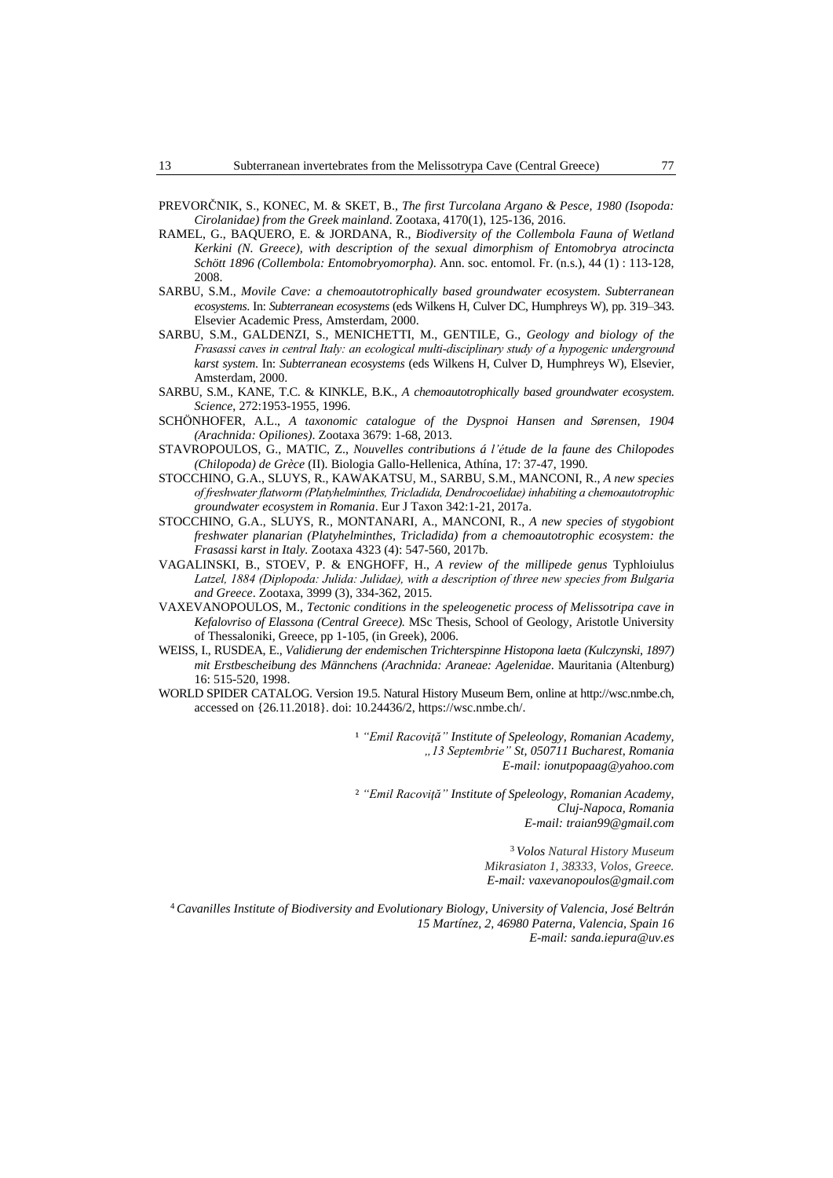PREVORČNIK, S., KONEC, M. & SKET, B., *The first Turcolana Argano & Pesce, 1980 (Isopoda: Cirolanidae) from the Greek mainland*. Zootaxa, 4170(1), 125-136, 2016.

RAMEL, G., BAQUERO, E. & JORDANA, R., *Biodiversity of the Collembola Fauna of Wetland Kerkini (N. Greece), with description of the sexual dimorphism of Entomobrya atrocincta Schött 1896 (Collembola: Entomobryomorpha)*. Ann. soc. entomol. Fr. (n.s.), 44 (1) : 113-128, 2008.

SARBU, S.M., *Movile Cave: a chemoautotrophically based groundwater ecosystem. Subterranean ecosystems*. In: *Subterranean ecosystems* (eds Wilkens H, Culver DC, Humphreys W), pp. 319–343. Elsevier Academic Press, Amsterdam, 2000.

SARBU, S.M., GALDENZI, S., MENICHETTI, M., GENTILE, G., *Geology and biology of the Frasassi caves in central Italy: an ecological multi-disciplinary study of a hypogenic underground karst system*. In: *Subterranean ecosystems* (eds Wilkens H, Culver D, Humphreys W), Elsevier, Amsterdam, 2000.

SARBU, S.M., KANE, T.C. & KINKLE, B.K., *A chemoautotrophically based groundwater ecosystem*. *Science*, 272:1953-1955, 1996.

SCHÖNHOFER, A.L., *A taxonomic catalogue of the Dyspnoi Hansen and Sørensen, 1904 (Arachnida: Opiliones)*. Zootaxa 3679: 1-68, 2013.

STAVROPOULOS, G., MATIC, Z., *Nouvelles contributions á l'étude de la faune des Chilopodes (Chilopoda) de Grèce* (II). Biologia Gallo-Hellenica, Athína, 17: 37-47, 1990.

STOCCHINO, G.A., SLUYS, R., KAWAKATSU, M., SARBU, S.M., MANCONI, R., *A new species of freshwater flatworm (Platyhelminthes, Tricladida, Dendrocoelidae) inhabiting a chemoautotrophic groundwater ecosystem in Romania*. Eur J Taxon 342:1-21, 2017a.

STOCCHINO, G.A., SLUYS, R., MONTANARI, A., MANCONI, R., *A new species of stygobiont freshwater planarian (Platyhelminthes, Tricladida) from a chemoautotrophic ecosystem: the Frasassi karst in Italy.* Zootaxa 4323 (4): 547-560, 2017b.

VAGALINSKI, B., STOEV, P. & ENGHOFF, H., *A review of the millipede genus* Typhloiulus *Latzel, 1884 (Diplopoda: Julida: Julidae), with a description of three new species from Bulgaria and Greece*. Zootaxa, 3999 (3), 334-362, 2015.

VAXEVANOPOULOS, M., *Tectonic conditions in the speleogenetic process of Melissotripa cave in Kefalovriso of Elassona (Central Greece).* MSc Thesis, School of Geology, Aristotle University of Thessaloniki, Greece, pp 1-105, (in Greek), 2006.

WEISS, I., RUSDEA, E., *Validierung der endemischen Trichterspinne Histopona laeta (Kulczynski, 1897) mit Erstbescheibung des Männchens (Arachnida: Araneae: Agelenidae*. Mauritania (Altenburg) 16: 515-520, 1998.

WORLD SPIDER CATALOG. Version 19.5. Natural History Museum Bern, online at http://wsc.nmbe.ch, accessed on {26.11.2018}. doi: 10.24436/2, https://wsc.nmbe.ch/.

[1] *"Emil Racoviță" Institute of Speleology, Romanian Academy,*
*„13 Septembrie" St, 050711 Bucharest, Romania*
*E-mail: ionutpopaag@yahoo.com*

[2] *"Emil Racoviță" Institute of Speleology, Romanian Academy,*
*Cluj-Napoca, Romania*
*E-mail: traian99@gmail.com*

[3] *Volos Natural History Museum*
*Mikrasiaton 1, 38333, Volos, Greece.*
*E-mail: vaxevanopoulos@gmail.com*

[4] *Cavanilles Institute of Biodiversity and Evolutionary Biology, University of Valencia, José Beltrán*
*15 Martínez, 2, 46980 Paterna, Valencia, Spain 16*
*E-mail: sanda.iepura@uv.es*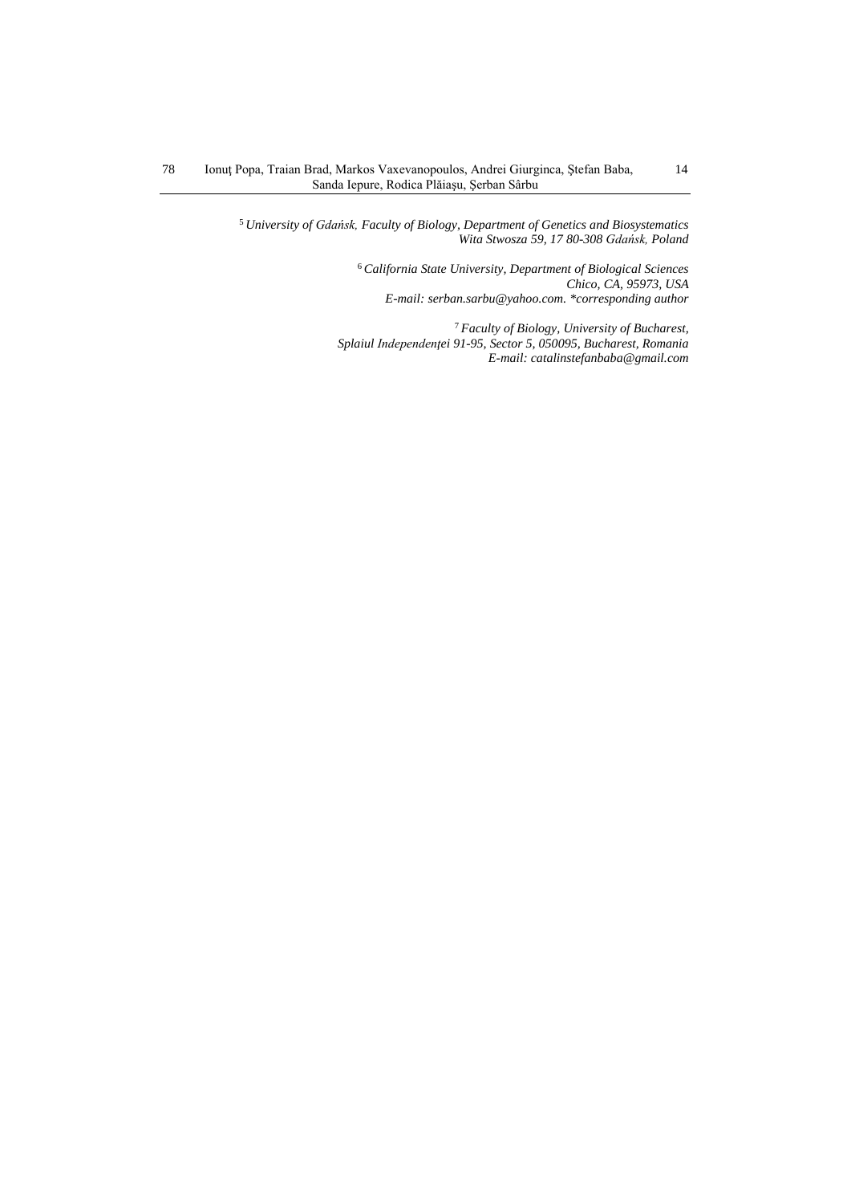[5] *University of Gdańsk, Faculty of Biology, Department of Genetics and Biosystematics*
*Wita Stwosza 59, 17 80-308 Gdańsk, Poland*

[6] *California State University, Department of Biological Sciences*
*Chico, CA, 95973, USA*
*E-mail: serban.sarbu@yahoo.com. *corresponding author*

[7] *Faculty of Biology, University of Bucharest,*
*Splaiul Independenței 91-95, Sector 5, 050095, Bucharest, Romania*
*E-mail: catalinstefanbaba@gmail.com*